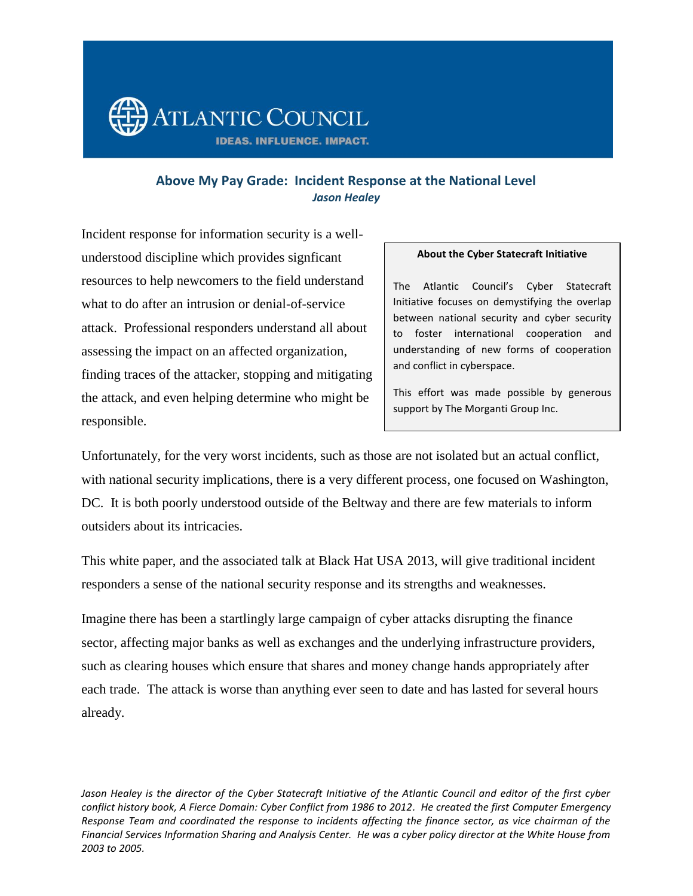ATLANTIC COUNCIL

IDEAS. INFLUENCE. IMPACT.

# Above My Pay Grade: Incident Response at the National Level

***Jason Healey***

Incident response for information security is a well-understood discipline which provides signficant resources to help newcomers to the field understand what to do after an intrusion or denial-of-service attack. Professional responders understand all about assessing the impact on an affected organization, finding traces of the attacker, stopping and mitigating the attack, and even helping determine who might be responsible.

> **About the Cyber Statecraft Initiative**
>
> The Atlantic Council's Cyber Statecraft Initiative focuses on demystifying the overlap between national security and cyber security to foster international cooperation and understanding of new forms of cooperation and conflict in cyberspace.
>
> This effort was made possible by generous support by The Morganti Group Inc.

Unfortunately, for the very worst incidents, such as those are not isolated but an actual conflict, with national security implications, there is a very different process, one focused on Washington, DC. It is both poorly understood outside of the Beltway and there are few materials to inform outsiders about its intricacies.

This white paper, and the associated talk at Black Hat USA 2013, will give traditional incident responders a sense of the national security response and its strengths and weaknesses.

Imagine there has been a startlingly large campaign of cyber attacks disrupting the finance sector, affecting major banks as well as exchanges and the underlying infrastructure providers, such as clearing houses which ensure that shares and money change hands appropriately after each trade. The attack is worse than anything ever seen to date and has lasted for several hours already.

*Jason Healey is the director of the Cyber Statecraft Initiative of the Atlantic Council and editor of the first cyber conflict history book, A Fierce Domain: Cyber Conflict from 1986 to 2012. He created the first Computer Emergency Response Team and coordinated the response to incidents affecting the finance sector, as vice chairman of the Financial Services Information Sharing and Analysis Center. He was a cyber policy director at the White House from 2003 to 2005.*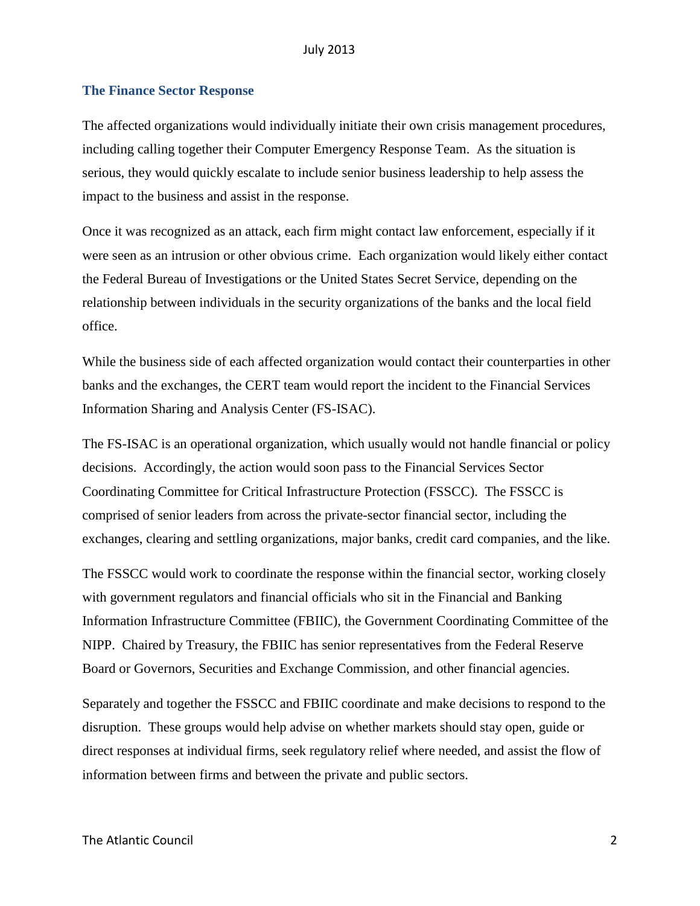## The Finance Sector Response

The affected organizations would individually initiate their own crisis management procedures, including calling together their Computer Emergency Response Team. As the situation is serious, they would quickly escalate to include senior business leadership to help assess the impact to the business and assist in the response.

Once it was recognized as an attack, each firm might contact law enforcement, especially if it were seen as an intrusion or other obvious crime. Each organization would likely either contact the Federal Bureau of Investigations or the United States Secret Service, depending on the relationship between individuals in the security organizations of the banks and the local field office.

While the business side of each affected organization would contact their counterparties in other banks and the exchanges, the CERT team would report the incident to the Financial Services Information Sharing and Analysis Center (FS-ISAC).

The FS-ISAC is an operational organization, which usually would not handle financial or policy decisions. Accordingly, the action would soon pass to the Financial Services Sector Coordinating Committee for Critical Infrastructure Protection (FSSCC). The FSSCC is comprised of senior leaders from across the private-sector financial sector, including the exchanges, clearing and settling organizations, major banks, credit card companies, and the like.

The FSSCC would work to coordinate the response within the financial sector, working closely with government regulators and financial officials who sit in the Financial and Banking Information Infrastructure Committee (FBIIC), the Government Coordinating Committee of the NIPP. Chaired by Treasury, the FBIIC has senior representatives from the Federal Reserve Board or Governors, Securities and Exchange Commission, and other financial agencies.

Separately and together the FSSCC and FBIIC coordinate and make decisions to respond to the disruption. These groups would help advise on whether markets should stay open, guide or direct responses at individual firms, seek regulatory relief where needed, and assist the flow of information between firms and between the private and public sectors.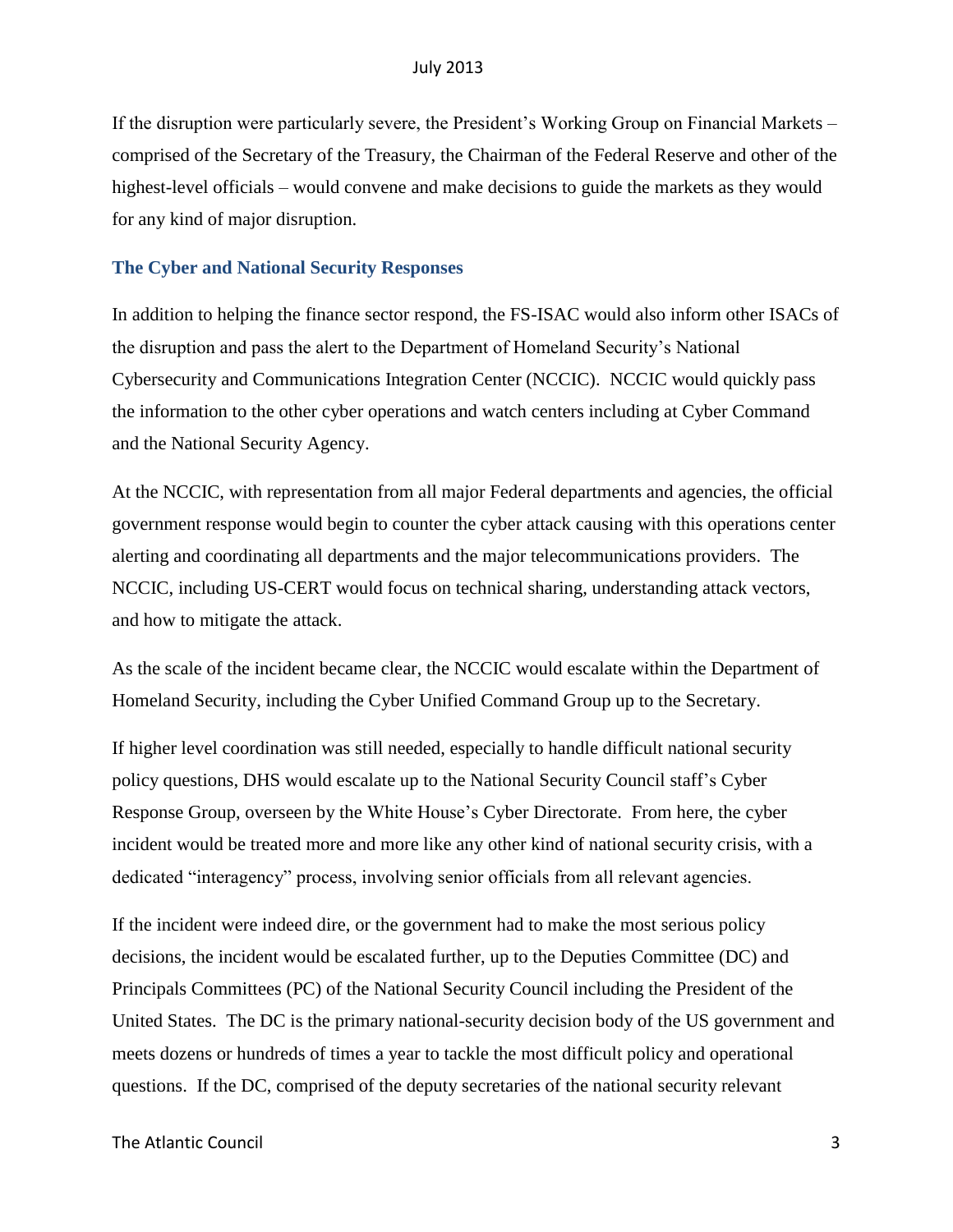If the disruption were particularly severe, the President's Working Group on Financial Markets – comprised of the Secretary of the Treasury, the Chairman of the Federal Reserve and other of the highest-level officials – would convene and make decisions to guide the markets as they would for any kind of major disruption.

### The Cyber and National Security Responses

In addition to helping the finance sector respond, the FS-ISAC would also inform other ISACs of the disruption and pass the alert to the Department of Homeland Security's National Cybersecurity and Communications Integration Center (NCCIC). NCCIC would quickly pass the information to the other cyber operations and watch centers including at Cyber Command and the National Security Agency.

At the NCCIC, with representation from all major Federal departments and agencies, the official government response would begin to counter the cyber attack causing with this operations center alerting and coordinating all departments and the major telecommunications providers. The NCCIC, including US-CERT would focus on technical sharing, understanding attack vectors, and how to mitigate the attack.

As the scale of the incident became clear, the NCCIC would escalate within the Department of Homeland Security, including the Cyber Unified Command Group up to the Secretary.

If higher level coordination was still needed, especially to handle difficult national security policy questions, DHS would escalate up to the National Security Council staff's Cyber Response Group, overseen by the White House's Cyber Directorate. From here, the cyber incident would be treated more and more like any other kind of national security crisis, with a dedicated "interagency" process, involving senior officials from all relevant agencies.

If the incident were indeed dire, or the government had to make the most serious policy decisions, the incident would be escalated further, up to the Deputies Committee (DC) and Principals Committees (PC) of the National Security Council including the President of the United States. The DC is the primary national-security decision body of the US government and meets dozens or hundreds of times a year to tackle the most difficult policy and operational questions. If the DC, comprised of the deputy secretaries of the national security relevant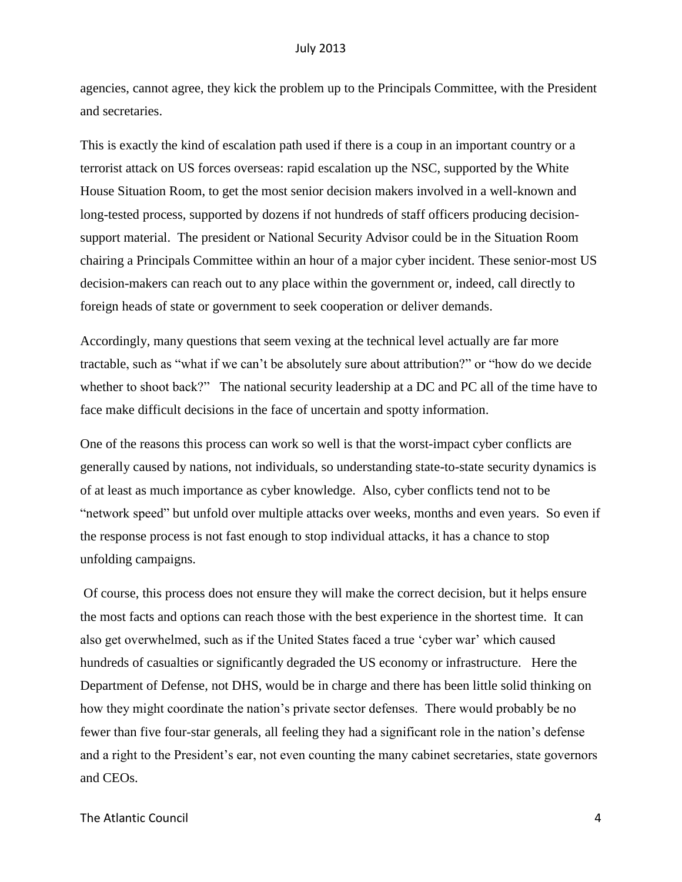agencies, cannot agree, they kick the problem up to the Principals Committee, with the President and secretaries.

This is exactly the kind of escalation path used if there is a coup in an important country or a terrorist attack on US forces overseas: rapid escalation up the NSC, supported by the White House Situation Room, to get the most senior decision makers involved in a well-known and long-tested process, supported by dozens if not hundreds of staff officers producing decision-support material. The president or National Security Advisor could be in the Situation Room chairing a Principals Committee within an hour of a major cyber incident. These senior-most US decision-makers can reach out to any place within the government or, indeed, call directly to foreign heads of state or government to seek cooperation or deliver demands.

Accordingly, many questions that seem vexing at the technical level actually are far more tractable, such as "what if we can't be absolutely sure about attribution?" or "how do we decide whether to shoot back?" The national security leadership at a DC and PC all of the time have to face make difficult decisions in the face of uncertain and spotty information.

One of the reasons this process can work so well is that the worst-impact cyber conflicts are generally caused by nations, not individuals, so understanding state-to-state security dynamics is of at least as much importance as cyber knowledge. Also, cyber conflicts tend not to be "network speed" but unfold over multiple attacks over weeks, months and even years. So even if the response process is not fast enough to stop individual attacks, it has a chance to stop unfolding campaigns.

Of course, this process does not ensure they will make the correct decision, but it helps ensure the most facts and options can reach those with the best experience in the shortest time. It can also get overwhelmed, such as if the United States faced a true 'cyber war' which caused hundreds of casualties or significantly degraded the US economy or infrastructure. Here the Department of Defense, not DHS, would be in charge and there has been little solid thinking on how they might coordinate the nation's private sector defenses. There would probably be no fewer than five four-star generals, all feeling they had a significant role in the nation's defense and a right to the President's ear, not even counting the many cabinet secretaries, state governors and CEOs.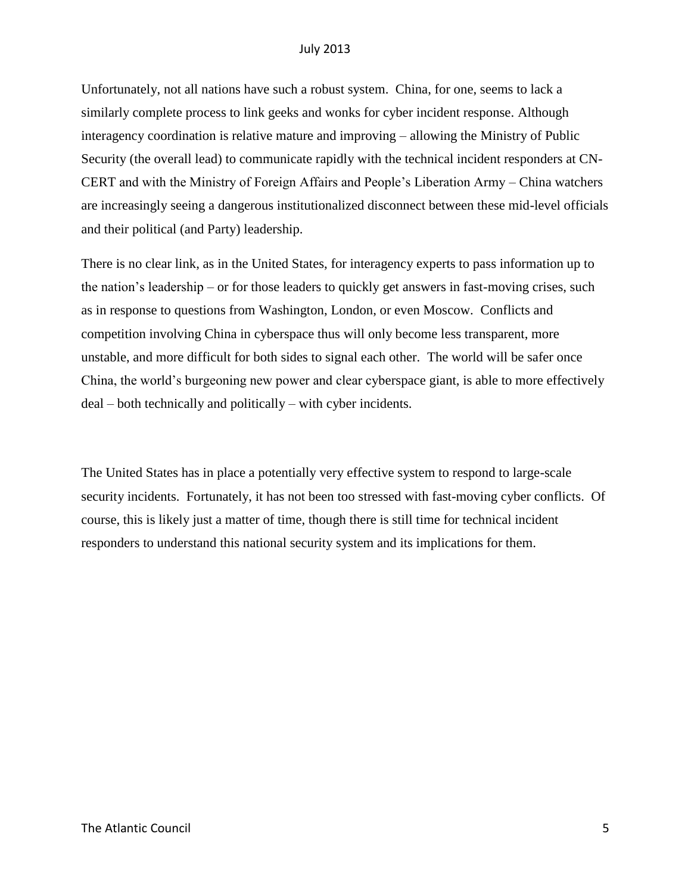Unfortunately, not all nations have such a robust system. China, for one, seems to lack a similarly complete process to link geeks and wonks for cyber incident response. Although interagency coordination is relative mature and improving – allowing the Ministry of Public Security (the overall lead) to communicate rapidly with the technical incident responders at CN-CERT and with the Ministry of Foreign Affairs and People's Liberation Army – China watchers are increasingly seeing a dangerous institutionalized disconnect between these mid-level officials and their political (and Party) leadership.

There is no clear link, as in the United States, for interagency experts to pass information up to the nation's leadership – or for those leaders to quickly get answers in fast-moving crises, such as in response to questions from Washington, London, or even Moscow. Conflicts and competition involving China in cyberspace thus will only become less transparent, more unstable, and more difficult for both sides to signal each other. The world will be safer once China, the world's burgeoning new power and clear cyberspace giant, is able to more effectively deal – both technically and politically – with cyber incidents.

The United States has in place a potentially very effective system to respond to large-scale security incidents. Fortunately, it has not been too stressed with fast-moving cyber conflicts. Of course, this is likely just a matter of time, though there is still time for technical incident responders to understand this national security system and its implications for them.